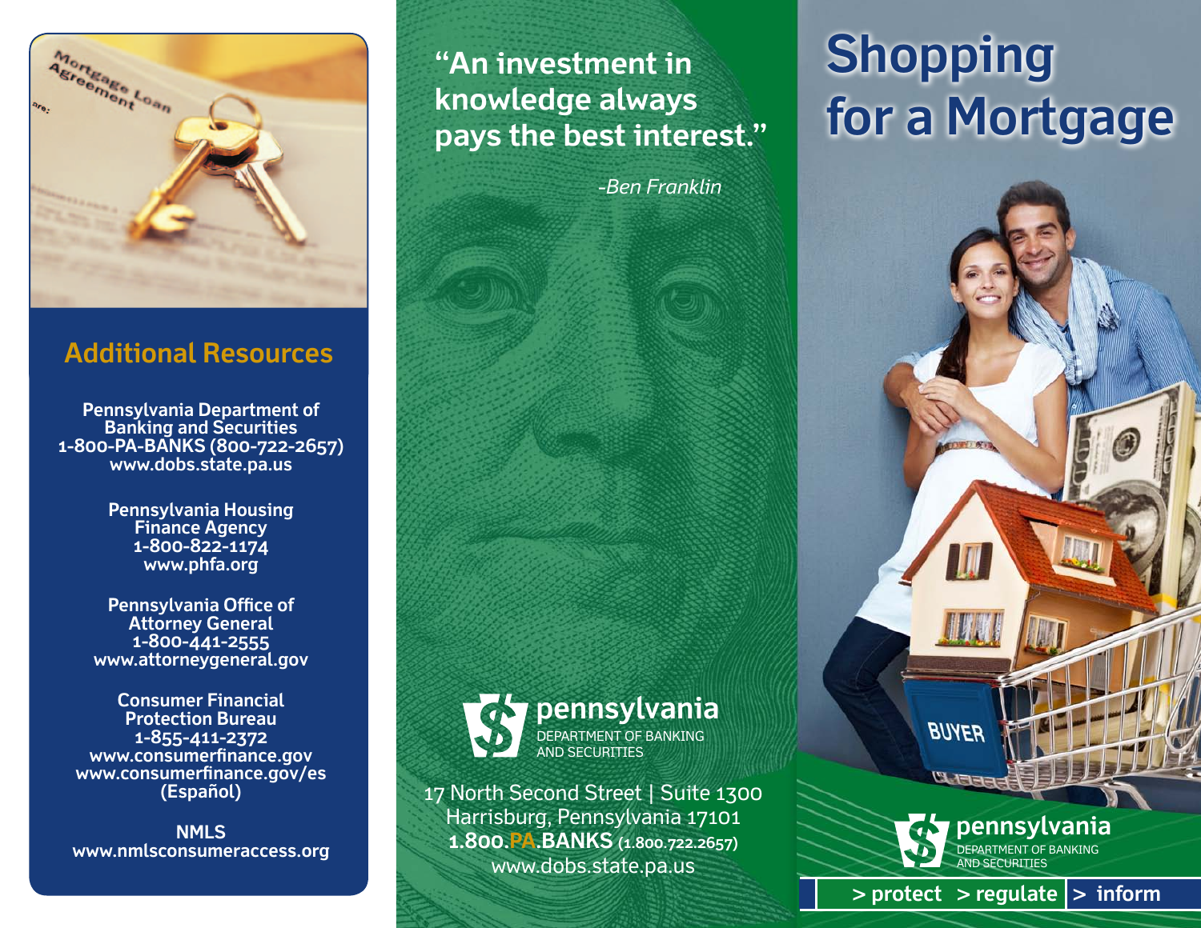## Additional Resources

**Pennsylvania Department of Banking and Securities**
**1-800-PA-BANKS (800-722-2657)**
**www.dobs.state.pa.us**

**Pennsylvania Housing Finance Agency**
**1-800-822-1174**
**www.phfa.org**

**Pennsylvania Office of Attorney General**
**1-800-441-2555**
**www.attorneygeneral.gov**

**Consumer Financial Protection Bureau**
**1-855-411-2372**
**www.consumerfinance.gov**
**www.consumerfinance.gov/es (Español)**

**NMLS**
**www.nmlsconsumeraccess.org**

**"An investment in knowledge always pays the best interest."**

*-Ben Franklin*

**pennsylvania**
DEPARTMENT OF BANKING AND SECURITIES

17 North Second Street | Suite 1300
Harrisburg, Pennsylvania 17101
**1.800.PA.BANKS** (1.800.722.2657)
www.dobs.state.pa.us

# Shopping for a Mortgage

**pennsylvania**
DEPARTMENT OF BANKING AND SECURITIES

**> protect > regulate > inform**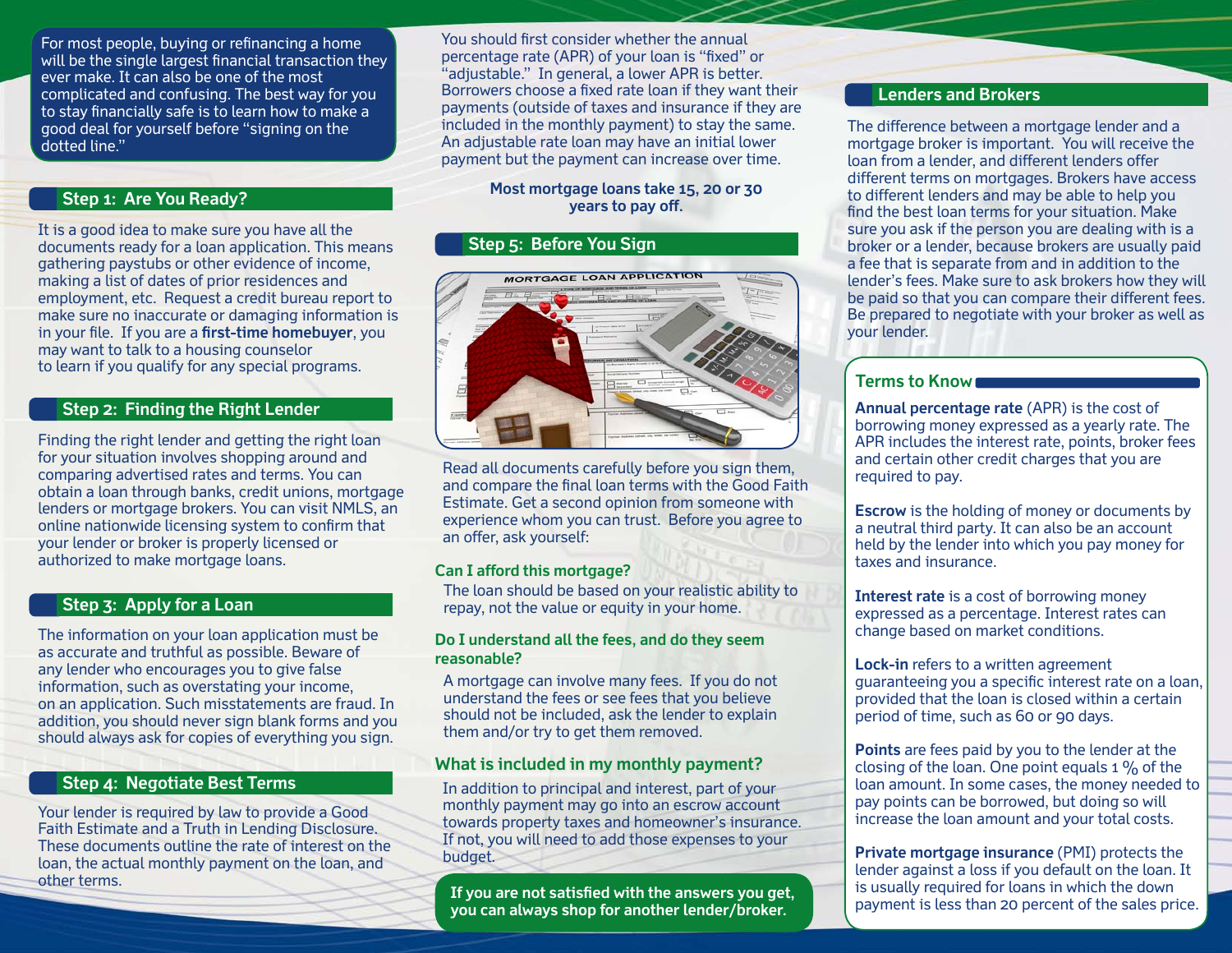For most people, buying or refinancing a home will be the single largest financial transaction they ever make. It can also be one of the most complicated and confusing. The best way for you to stay financially safe is to learn how to make a good deal for yourself before "signing on the dotted line."

## Step 1: Are You Ready?

It is a good idea to make sure you have all the documents ready for a loan application. This means gathering paystubs or other evidence of income, making a list of dates of prior residences and employment, etc. Request a credit bureau report to make sure no inaccurate or damaging information is in your file. If you are a **first-time homebuyer**, you may want to talk to a housing counselor to learn if you qualify for any special programs.

## Step 2: Finding the Right Lender

Finding the right lender and getting the right loan for your situation involves shopping around and comparing advertised rates and terms. You can obtain a loan through banks, credit unions, mortgage lenders or mortgage brokers. You can visit NMLS, an online nationwide licensing system to confirm that your lender or broker is properly licensed or authorized to make mortgage loans.

## Step 3: Apply for a Loan

The information on your loan application must be as accurate and truthful as possible. Beware of any lender who encourages you to give false information, such as overstating your income, on an application. Such misstatements are fraud. In addition, you should never sign blank forms and you should always ask for copies of everything you sign.

## Step 4: Negotiate Best Terms

Your lender is required by law to provide a Good Faith Estimate and a Truth in Lending Disclosure. These documents outline the rate of interest on the loan, the actual monthly payment on the loan, and other terms.

You should first consider whether the annual percentage rate (APR) of your loan is "fixed" or "adjustable." In general, a lower APR is better. Borrowers choose a fixed rate loan if they want their payments (outside of taxes and insurance if they are included in the monthly payment) to stay the same. An adjustable rate loan may have an initial lower payment but the payment can increase over time.

**Most mortgage loans take 15, 20 or 30 years to pay off.**

## Step 5: Before You Sign

Read all documents carefully before you sign them, and compare the final loan terms with the Good Faith Estimate. Get a second opinion from someone with experience whom you can trust. Before you agree to an offer, ask yourself:

### Can I afford this mortgage?

The loan should be based on your realistic ability to repay, not the value or equity in your home.

### Do I understand all the fees, and do they seem reasonable?

A mortgage can involve many fees. If you do not understand the fees or see fees that you believe should not be included, ask the lender to explain them and/or try to get them removed.

### What is included in my monthly payment?

In addition to principal and interest, part of your monthly payment may go into an escrow account towards property taxes and homeowner's insurance. If not, you will need to add those expenses to your budget.

**If you are not satisfied with the answers you get, you can always shop for another lender/broker.**

## Lenders and Brokers

The difference between a mortgage lender and a mortgage broker is important. You will receive the loan from a lender, and different lenders offer different terms on mortgages. Brokers have access to different lenders and may be able to help you find the best loan terms for your situation. Make sure you ask if the person you are dealing with is a broker or a lender, because brokers are usually paid a fee that is separate from and in addition to the lender's fees. Make sure to ask brokers how they will be paid so that you can compare their different fees. Be prepared to negotiate with your broker as well as your lender.

## Terms to Know

**Annual percentage rate** (APR) is the cost of borrowing money expressed as a yearly rate. The APR includes the interest rate, points, broker fees and certain other credit charges that you are required to pay.

**Escrow** is the holding of money or documents by a neutral third party. It can also be an account held by the lender into which you pay money for taxes and insurance.

**Interest rate** is a cost of borrowing money expressed as a percentage. Interest rates can change based on market conditions.

**Lock-in** refers to a written agreement guaranteeing you a specific interest rate on a loan, provided that the loan is closed within a certain period of time, such as 60 or 90 days.

**Points** are fees paid by you to the lender at the closing of the loan. One point equals 1 % of the loan amount. In some cases, the money needed to pay points can be borrowed, but doing so will increase the loan amount and your total costs.

**Private mortgage insurance** (PMI) protects the lender against a loss if you default on the loan. It is usually required for loans in which the down payment is less than 20 percent of the sales price.